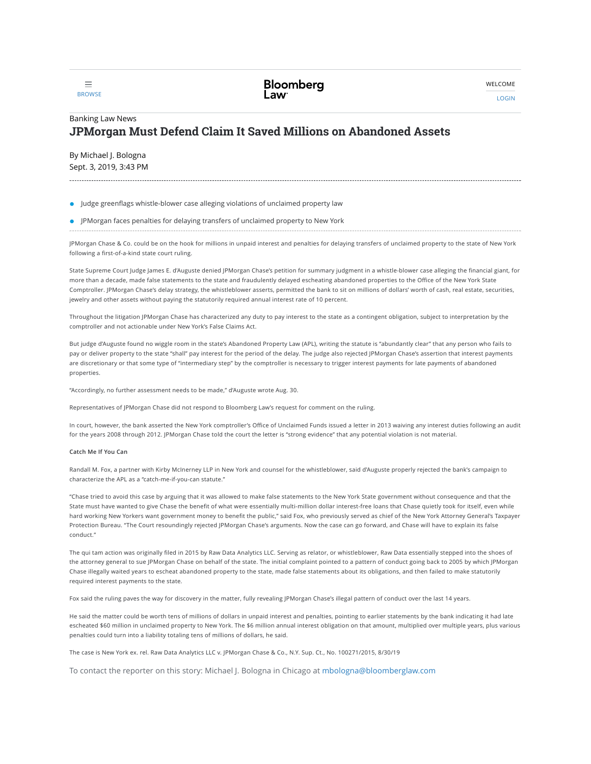Banking Law News

# JPMorgan Must Defend Claim It Saved Millions on Abandoned Assets

By Michael J. Bologna
Sept. 3, 2019, 3:43 PM

---

- Judge greenflags whistle-blower case alleging violations of unclaimed property law
- JPMorgan faces penalties for delaying transfers of unclaimed property to New York

---

JPMorgan Chase & Co. could be on the hook for millions in unpaid interest and penalties for delaying transfers of unclaimed property to the state of New York following a first-of-a-kind state court ruling.

State Supreme Court Judge James E. d'Auguste denied JPMorgan Chase's petition for summary judgment in a whistle-blower case alleging the financial giant, for more than a decade, made false statements to the state and fraudulently delayed escheating abandoned properties to the Office of the New York State Comptroller. JPMorgan Chase's delay strategy, the whistleblower asserts, permitted the bank to sit on millions of dollars' worth of cash, real estate, securities, jewelry and other assets without paying the statutorily required annual interest rate of 10 percent.

Throughout the litigation JPMorgan Chase has characterized any duty to pay interest to the state as a contingent obligation, subject to interpretation by the comptroller and not actionable under New York's False Claims Act.

But judge d'Auguste found no wiggle room in the state's Abandoned Property Law (APL), writing the statute is "abundantly clear" that any person who fails to pay or deliver property to the state "shall" pay interest for the period of the delay. The judge also rejected JPMorgan Chase's assertion that interest payments are discretionary or that some type of "intermediary step" by the comptroller is necessary to trigger interest payments for late payments of abandoned properties.

"Accordingly, no further assessment needs to be made," d'Auguste wrote Aug. 30.

Representatives of JPMorgan Chase did not respond to Bloomberg Law's request for comment on the ruling.

In court, however, the bank asserted the New York comptroller's Office of Unclaimed Funds issued a letter in 2013 waiving any interest duties following an audit for the years 2008 through 2012. JPMorgan Chase told the court the letter is "strong evidence" that any potential violation is not material.

#### Catch Me If You Can

Randall M. Fox, a partner with Kirby McInerney LLP in New York and counsel for the whistleblower, said d'Auguste properly rejected the bank's campaign to characterize the APL as a "catch-me-if-you-can statute."

"Chase tried to avoid this case by arguing that it was allowed to make false statements to the New York State government without consequence and that the State must have wanted to give Chase the benefit of what were essentially multi-million dollar interest-free loans that Chase quietly took for itself, even while hard working New Yorkers want government money to benefit the public," said Fox, who previously served as chief of the New York Attorney General's Taxpayer Protection Bureau. "The Court resoundingly rejected JPMorgan Chase's arguments. Now the case can go forward, and Chase will have to explain its false conduct."

The qui tam action was originally filed in 2015 by Raw Data Analytics LLC. Serving as relator, or whistleblower, Raw Data essentially stepped into the shoes of the attorney general to sue JPMorgan Chase on behalf of the state. The initial complaint pointed to a pattern of conduct going back to 2005 by which JPMorgan Chase illegally waited years to escheat abandoned property to the state, made false statements about its obligations, and then failed to make statutorily required interest payments to the state.

Fox said the ruling paves the way for discovery in the matter, fully revealing JPMorgan Chase's illegal pattern of conduct over the last 14 years.

He said the matter could be worth tens of millions of dollars in unpaid interest and penalties, pointing to earlier statements by the bank indicating it had late escheated $60 million in unclaimed property to New York. The $6 million annual interest obligation on that amount, multiplied over multiple years, plus various penalties could turn into a liability totaling tens of millions of dollars, he said.

The case is New York ex. rel. Raw Data Analytics LLC v. JPMorgan Chase & Co., N.Y. Sup. Ct., No. 100271/2015, 8/30/19

To contact the reporter on this story: Michael J. Bologna in Chicago at mbologna@bloomberglaw.com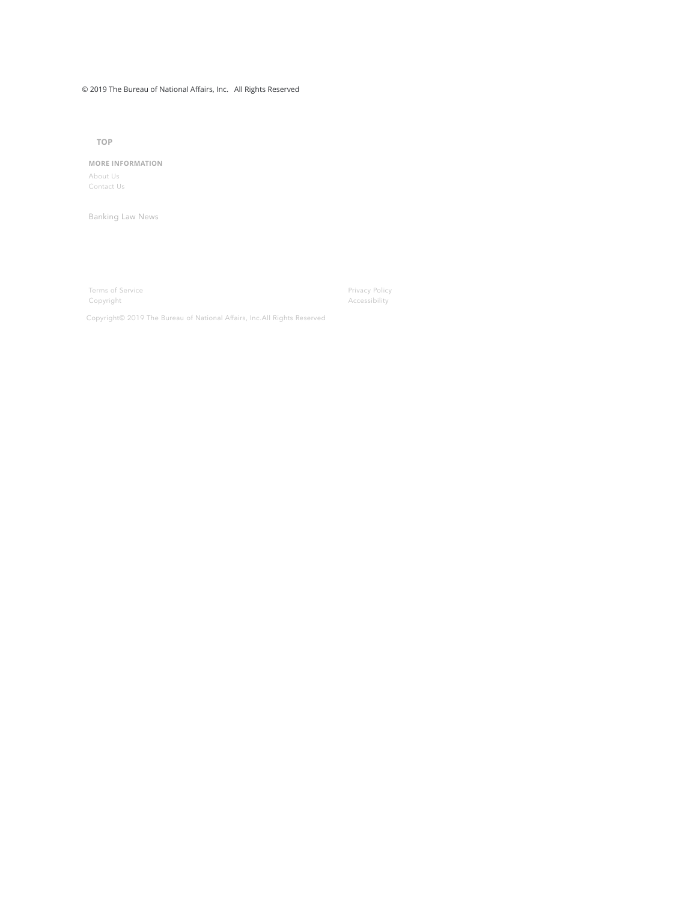© 2019 The Bureau of National Affairs, Inc.   All Rights Reserved

TOP

**MORE INFORMATION**

About Us
Contact Us

Banking Law News

Terms of Service
Copyright

Privacy Policy
Accessibility

Copyright© 2019 The Bureau of National Affairs, Inc.All Rights Reserved